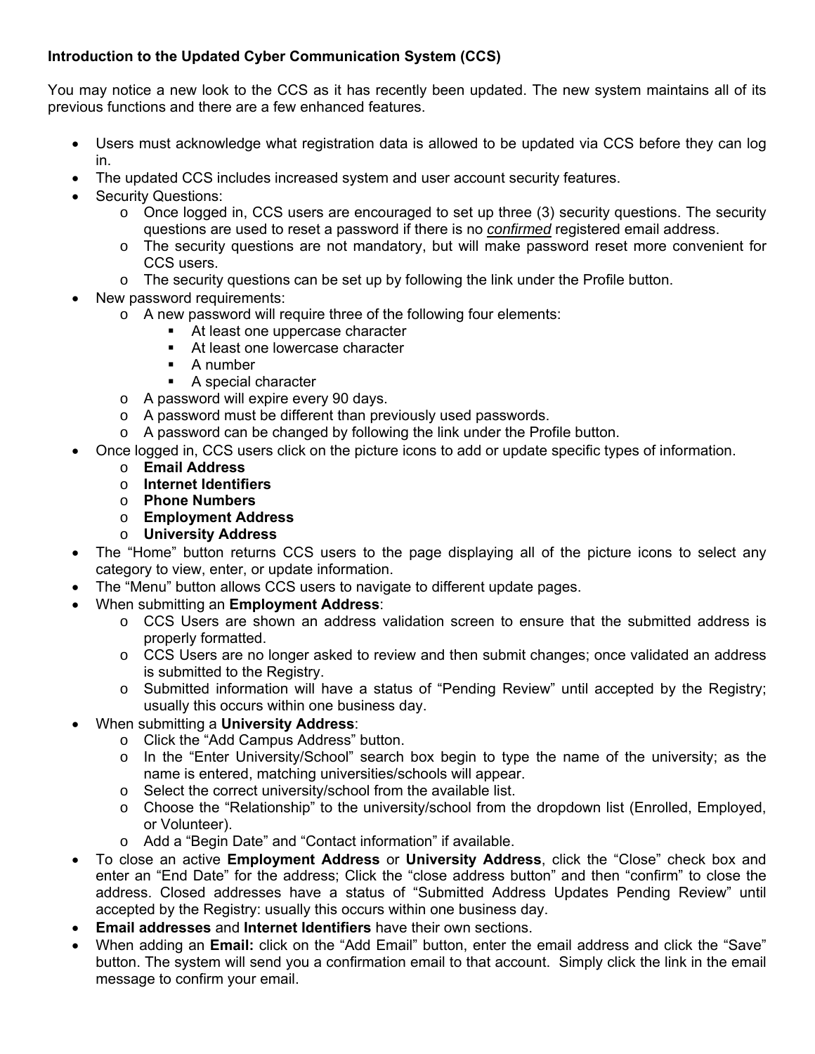**Introduction to the Updated Cyber Communication System (CCS)**

You may notice a new look to the CCS as it has recently been updated. The new system maintains all of its previous functions and there are a few enhanced features.

- Users must acknowledge what registration data is allowed to be updated via CCS before they can log in.
- The updated CCS includes increased system and user account security features.
- Security Questions:
  - Once logged in, CCS users are encouraged to set up three (3) security questions. The security questions are used to reset a password if there is no ***confirmed*** registered email address.
  - The security questions are not mandatory, but will make password reset more convenient for CCS users.
  - The security questions can be set up by following the link under the Profile button.
- New password requirements:
  - A new password will require three of the following four elements:
    - At least one uppercase character
    - At least one lowercase character
    - A number
    - A special character
  - A password will expire every 90 days.
  - A password must be different than previously used passwords.
  - A password can be changed by following the link under the Profile button.
- Once logged in, CCS users click on the picture icons to add or update specific types of information.
  - **Email Address**
  - **Internet Identifiers**
  - **Phone Numbers**
  - **Employment Address**
  - **University Address**
- The “Home” button returns CCS users to the page displaying all of the picture icons to select any category to view, enter, or update information.
- The “Menu” button allows CCS users to navigate to different update pages.
- When submitting an **Employment Address**:
  - CCS Users are shown an address validation screen to ensure that the submitted address is properly formatted.
  - CCS Users are no longer asked to review and then submit changes; once validated an address is submitted to the Registry.
  - Submitted information will have a status of “Pending Review” until accepted by the Registry; usually this occurs within one business day.
- When submitting a **University Address**:
  - Click the “Add Campus Address” button.
  - In the “Enter University/School” search box begin to type the name of the university; as the name is entered, matching universities/schools will appear.
  - Select the correct university/school from the available list.
  - Choose the “Relationship” to the university/school from the dropdown list (Enrolled, Employed, or Volunteer).
  - Add a “Begin Date” and “Contact information” if available.
- To close an active **Employment Address** or **University Address**, click the “Close” check box and enter an “End Date” for the address; Click the “close address button” and then “confirm” to close the address. Closed addresses have a status of “Submitted Address Updates Pending Review” until accepted by the Registry: usually this occurs within one business day.
- **Email addresses** and **Internet Identifiers** have their own sections.
- When adding an **Email:** click on the “Add Email” button, enter the email address and click the “Save” button. The system will send you a confirmation email to that account. Simply click the link in the email message to confirm your email.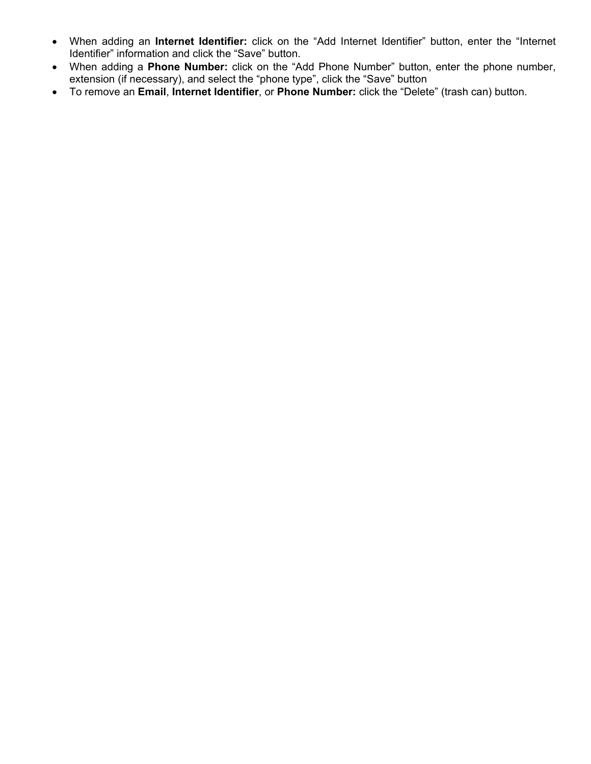- When adding an **Internet Identifier:** click on the “Add Internet Identifier” button, enter the “Internet Identifier” information and click the “Save” button.
- When adding a **Phone Number:** click on the “Add Phone Number” button, enter the phone number, extension (if necessary), and select the “phone type”, click the “Save” button
- To remove an **Email**, **Internet Identifier**, or **Phone Number:** click the “Delete” (trash can) button.